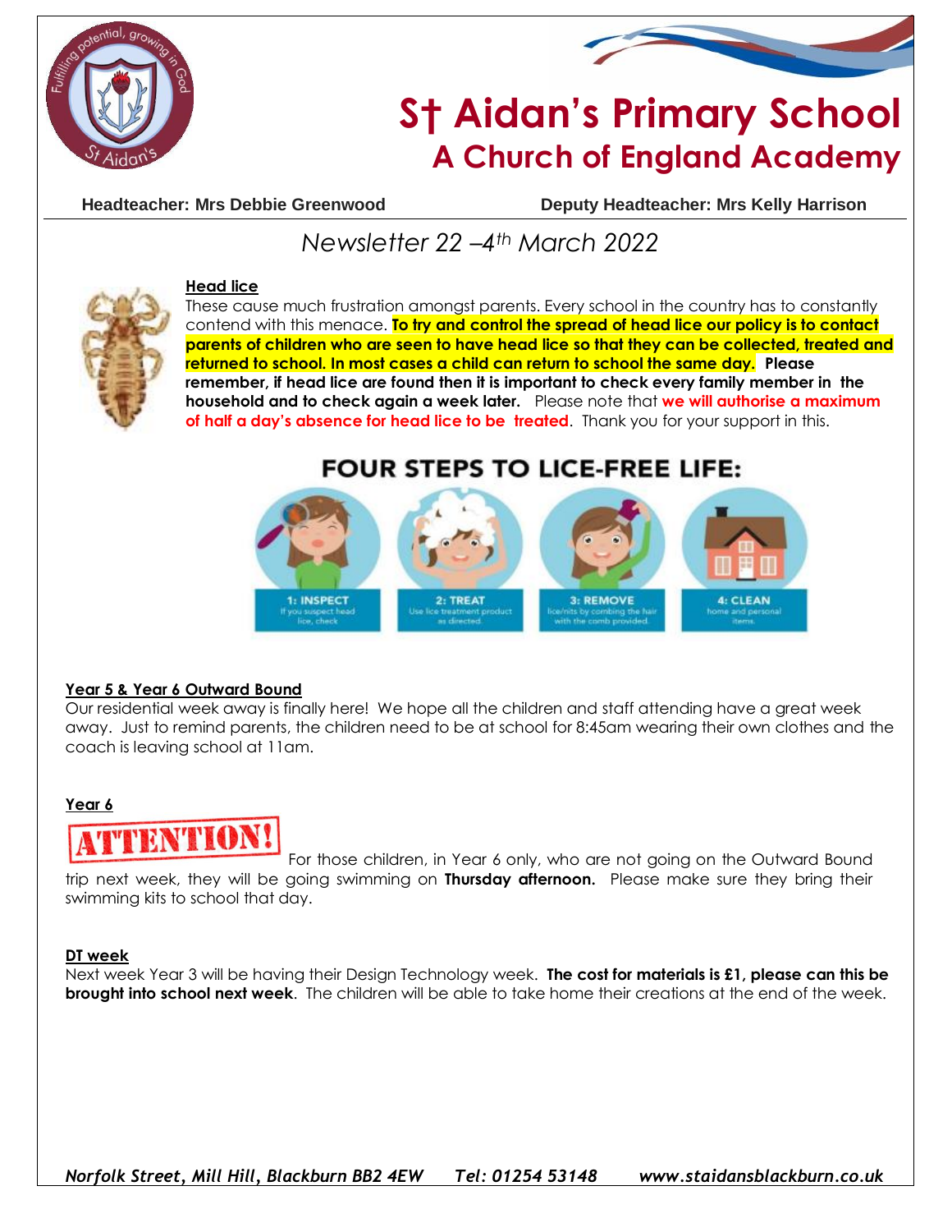# St Aidan's Primary School
## A Church of England Academy

**Headteacher: Mrs Debbie Greenwood** **Deputy Headteacher: Mrs Kelly Harrison**

*Newsletter 22 –4th March 2022*

**Head lice**

These cause much frustration amongst parents. Every school in the country has to constantly contend with this menace. **To try and control the spread of head lice our policy is to contact parents of children who are seen to have head lice so that they can be collected, treated and returned to school. In most cases a child can return to school the same day. Please remember, if head lice are found then it is important to check every family member in the household and to check again a week later.** Please note that **we will authorise a maximum of half a day's absence for head lice to be treated**. Thank you for your support in this.

**FOUR STEPS TO LICE-FREE LIFE:**

1: INSPECT – If you suspect head lice, check
2: TREAT – Use lice treatment product as directed
3: REMOVE – lice/nits by combing the hair with the comb provided
4: CLEAN – home and personal items

**Year 5 & Year 6 Outward Bound**

Our residential week away is finally here! We hope all the children and staff attending have a great week away. Just to remind parents, the children need to be at school for 8:45am wearing their own clothes and the coach is leaving school at 11am.

**Year 6**

ATTENTION! For those children, in Year 6 only, who are not going on the Outward Bound trip next week, they will be going swimming on **Thursday afternoon.** Please make sure they bring their swimming kits to school that day.

**DT week**

Next week Year 3 will be having their Design Technology week. **The cost for materials is £1, please can this be brought into school next week**. The children will be able to take home their creations at the end of the week.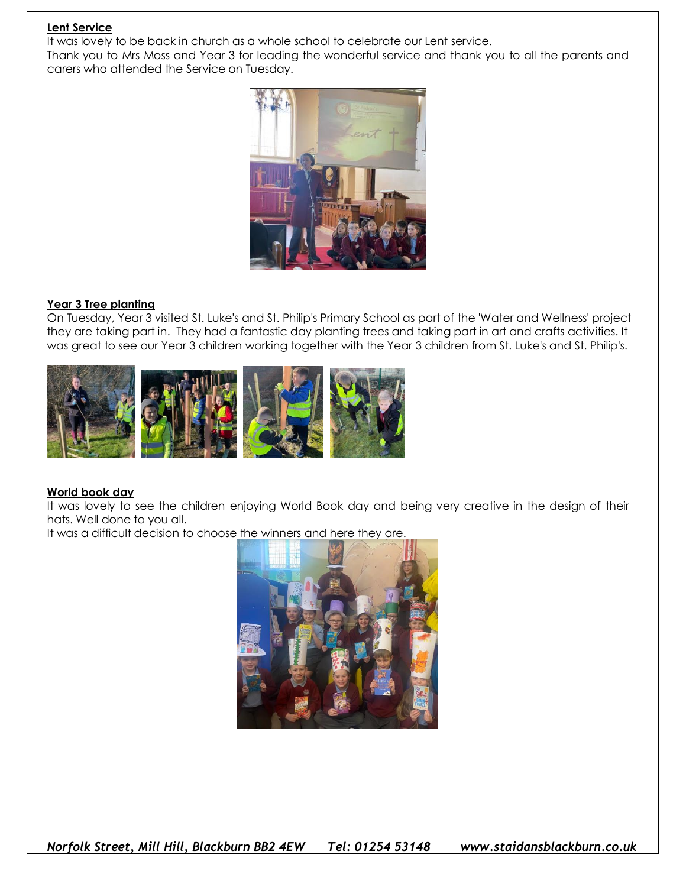**Lent Service**

It was lovely to be back in church as a whole school to celebrate our Lent service.
Thank you to Mrs Moss and Year 3 for leading the wonderful service and thank you to all the parents and carers who attended the Service on Tuesday.

**Year 3 Tree planting**

On Tuesday, Year 3 visited St. Luke's and St. Philip's Primary School as part of the 'Water and Wellness' project they are taking part in. They had a fantastic day planting trees and taking part in art and crafts activities. It was great to see our Year 3 children working together with the Year 3 children from St. Luke's and St. Philip's.

**World book day**

It was lovely to see the children enjoying World Book day and being very creative in the design of their hats. Well done to you all.
It was a difficult decision to choose the winners and here they are.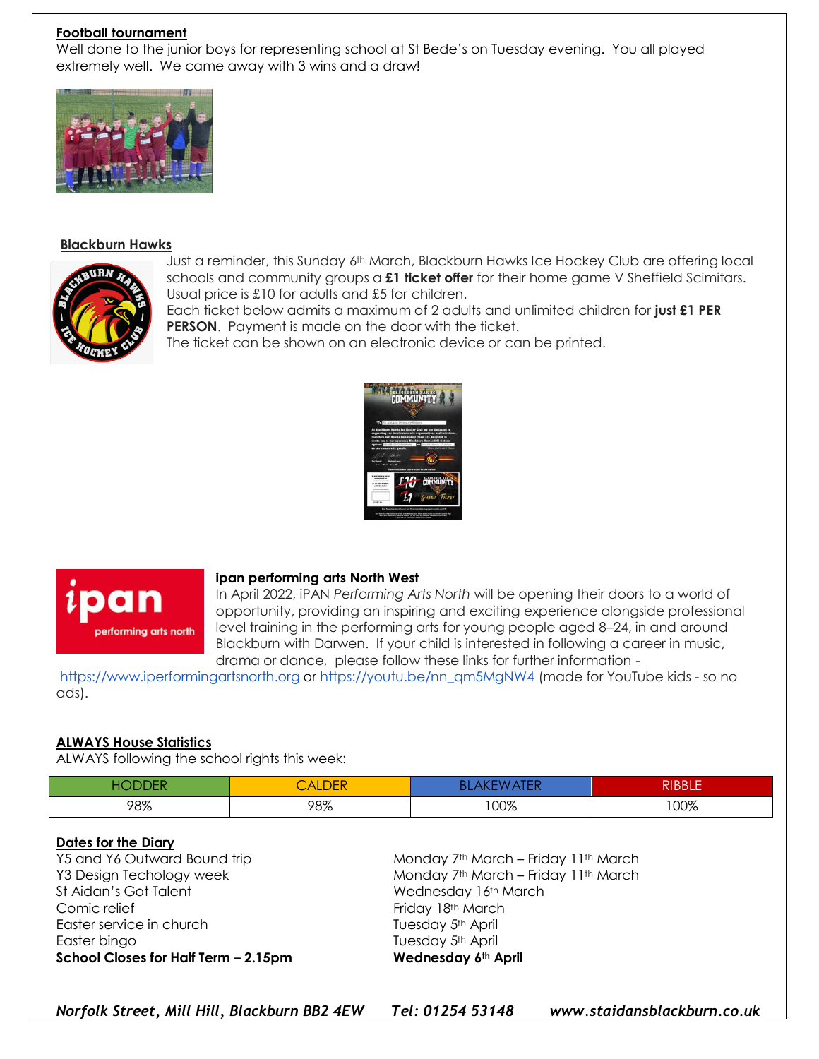**Football tournament**

Well done to the junior boys for representing school at St Bede's on Tuesday evening. You all played extremely well. We came away with 3 wins and a draw!

**Blackburn Hawks**

Just a reminder, this Sunday 6th March, Blackburn Hawks Ice Hockey Club are offering local schools and community groups a **£1 ticket offer** for their home game V Sheffield Scimitars. Usual price is £10 for adults and £5 for children.

Each ticket below admits a maximum of 2 adults and unlimited children for **just £1 PER PERSON**. Payment is made on the door with the ticket.

The ticket can be shown on an electronic device or can be printed.

**ipan performing arts North West**

In April 2022, iPAN *Performing Arts North* will be opening their doors to a world of opportunity, providing an inspiring and exciting experience alongside professional level training in the performing arts for young people aged 8–24, in and around Blackburn with Darwen. If your child is interested in following a career in music, drama or dance, please follow these links for further information - https://www.iperformingartsnorth.org or https://youtu.be/nn_qm5MgNW4 (made for YouTube kids - so no ads).

**ALWAYS House Statistics**

ALWAYS following the school rights this week:

| HODDER | CALDER | BLAKEWATER | RIBBLE |
|---|---|---|---|
| 98% | 98% | 100% | 100% |

**Dates for the Diary**

| | |
|---|---|
| Y5 and Y6 Outward Bound trip | Monday 7th March – Friday 11th March |
| Y3 Design Techology week | Monday 7th March – Friday 11th March |
| St Aidan's Got Talent | Wednesday 16th March |
| Comic relief | Friday 18th March |
| Easter service in church | Tuesday 5th April |
| Easter bingo | Tuesday 5th April |
| **School Closes for Half Term – 2.15pm** | **Wednesday 6th April** |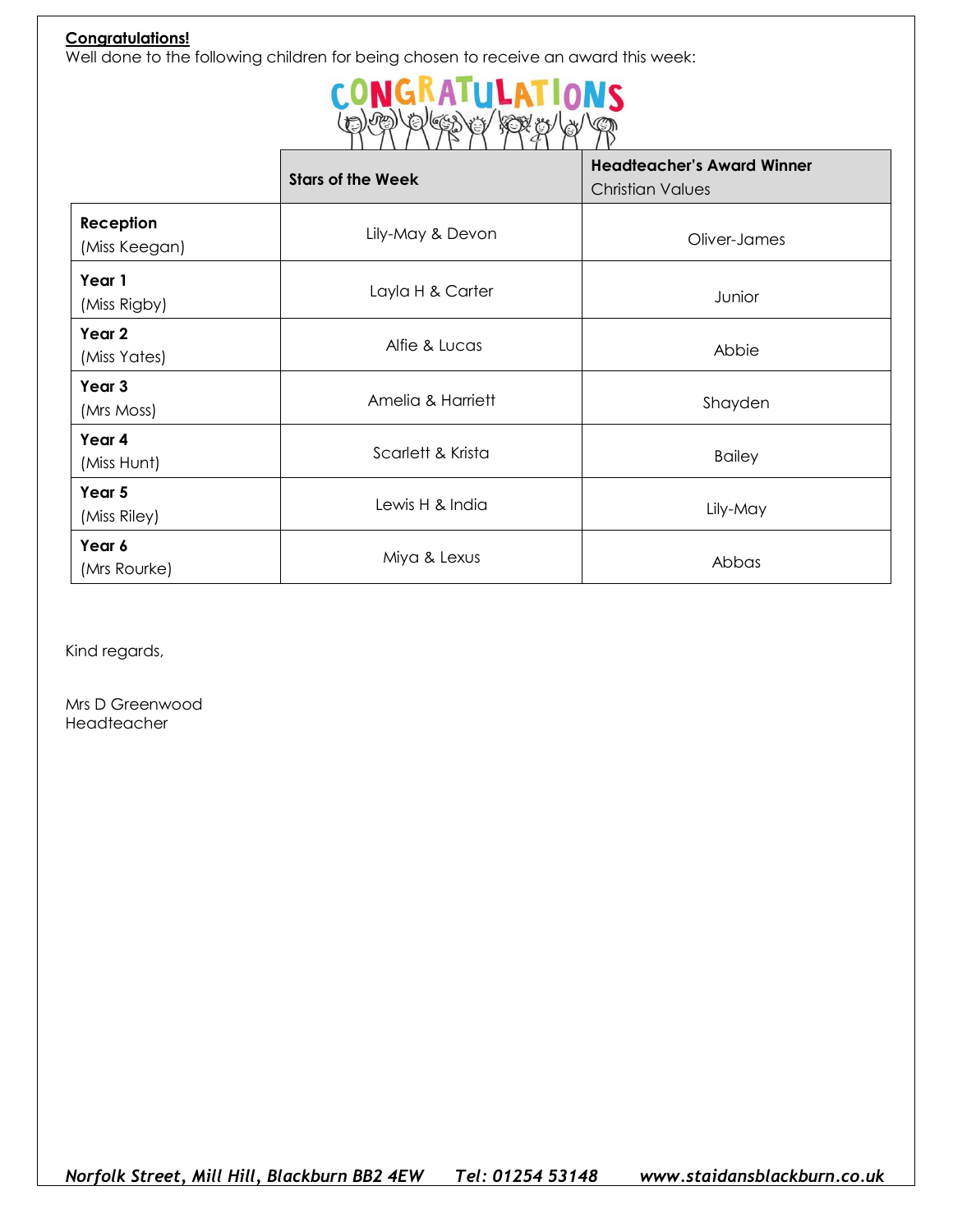**Congratulations!**

Well done to the following children for being chosen to receive an award this week:

| | Stars of the Week | Headteacher's Award Winner Christian Values |
|---|---|---|
| **Reception** (Miss Keegan) | Lily-May & Devon | Oliver-James |
| **Year 1** (Miss Rigby) | Layla H & Carter | Junior |
| **Year 2** (Miss Yates) | Alfie & Lucas | Abbie |
| **Year 3** (Mrs Moss) | Amelia & Harriett | Shayden |
| **Year 4** (Miss Hunt) | Scarlett & Krista | Bailey |
| **Year 5** (Miss Riley) | Lewis H & India | Lily-May |
| **Year 6** (Mrs Rourke) | Miya & Lexus | Abbas |

Kind regards,

Mrs D Greenwood
Headteacher

*Norfolk Street, Mill Hill, Blackburn BB2 4EW     Tel: 01254 53148     www.staidansblackburn.co.uk*